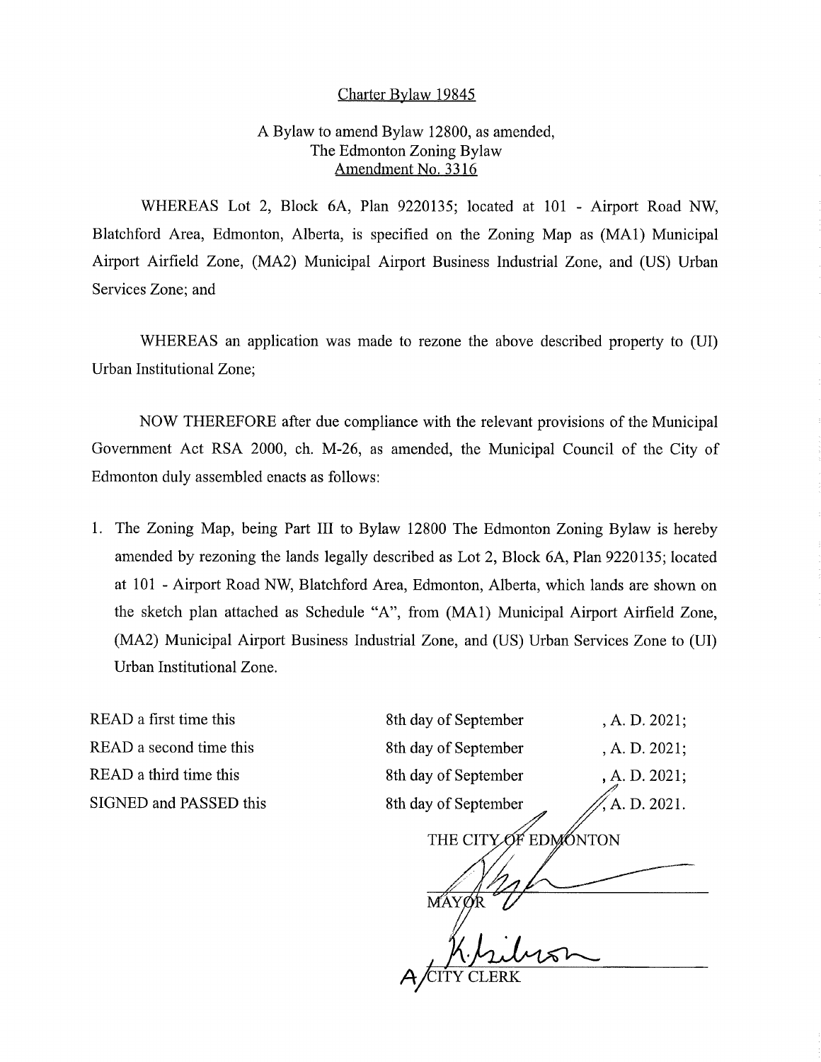# Charter Bylaw 19845

A Bylaw to amend Bylaw 12800, as amended,
The Edmonton Zoning Bylaw
Amendment No. 3316

WHEREAS Lot 2, Block 6A, Plan 9220135; located at 101 - Airport Road NW, Blatchford Area, Edmonton, Alberta, is specified on the Zoning Map as (MA1) Municipal Airport Airfield Zone, (MA2) Municipal Airport Business Industrial Zone, and (US) Urban Services Zone; and

WHEREAS an application was made to rezone the above described property to (UI) Urban Institutional Zone;

NOW THEREFORE after due compliance with the relevant provisions of the Municipal Government Act RSA 2000, ch. M-26, as amended, the Municipal Council of the City of Edmonton duly assembled enacts as follows:

1. The Zoning Map, being Part III to Bylaw 12800 The Edmonton Zoning Bylaw is hereby amended by rezoning the lands legally described as Lot 2, Block 6A, Plan 9220135; located at 101 - Airport Road NW, Blatchford Area, Edmonton, Alberta, which lands are shown on the sketch plan attached as Schedule "A", from (MA1) Municipal Airport Airfield Zone, (MA2) Municipal Airport Business Industrial Zone, and (US) Urban Services Zone to (UI) Urban Institutional Zone.

| | | |
|---|---|---|
| READ a first time this | 8th day of September | , A. D. 2021; |
| READ a second time this | 8th day of September | , A. D. 2021; |
| READ a third time this | 8th day of September | , A. D. 2021; |
| SIGNED and PASSED this | 8th day of September | , A. D. 2021. |

THE CITY OF EDMONTON

MAYOR

A/CITY CLERK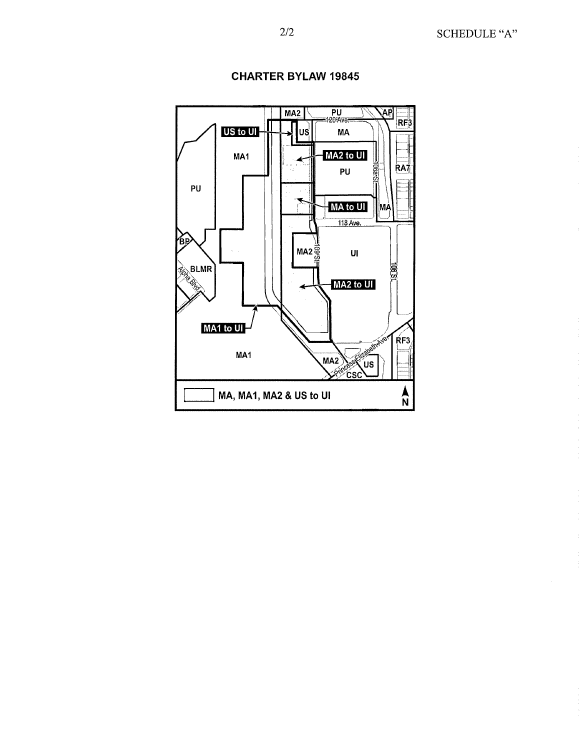SCHEDULE "A"

**CHARTER BYLAW 19845**

MA2
PU
120 Ave.
AP
RF3
US to UI
US
MA
MA1
MA2 to UI
106a St.
PU
RA7
PU
MA to UI
MA
118 Ave.
BP
MA2
109 St.
UI
106 St.
BLMR
Alpha Blvd.
MA2 to UI
MA1 to UI
RF3
MA1
Princess Elizabeth Ave.
MA2
US
CSC

MA, MA1, MA2 & US to UI

N